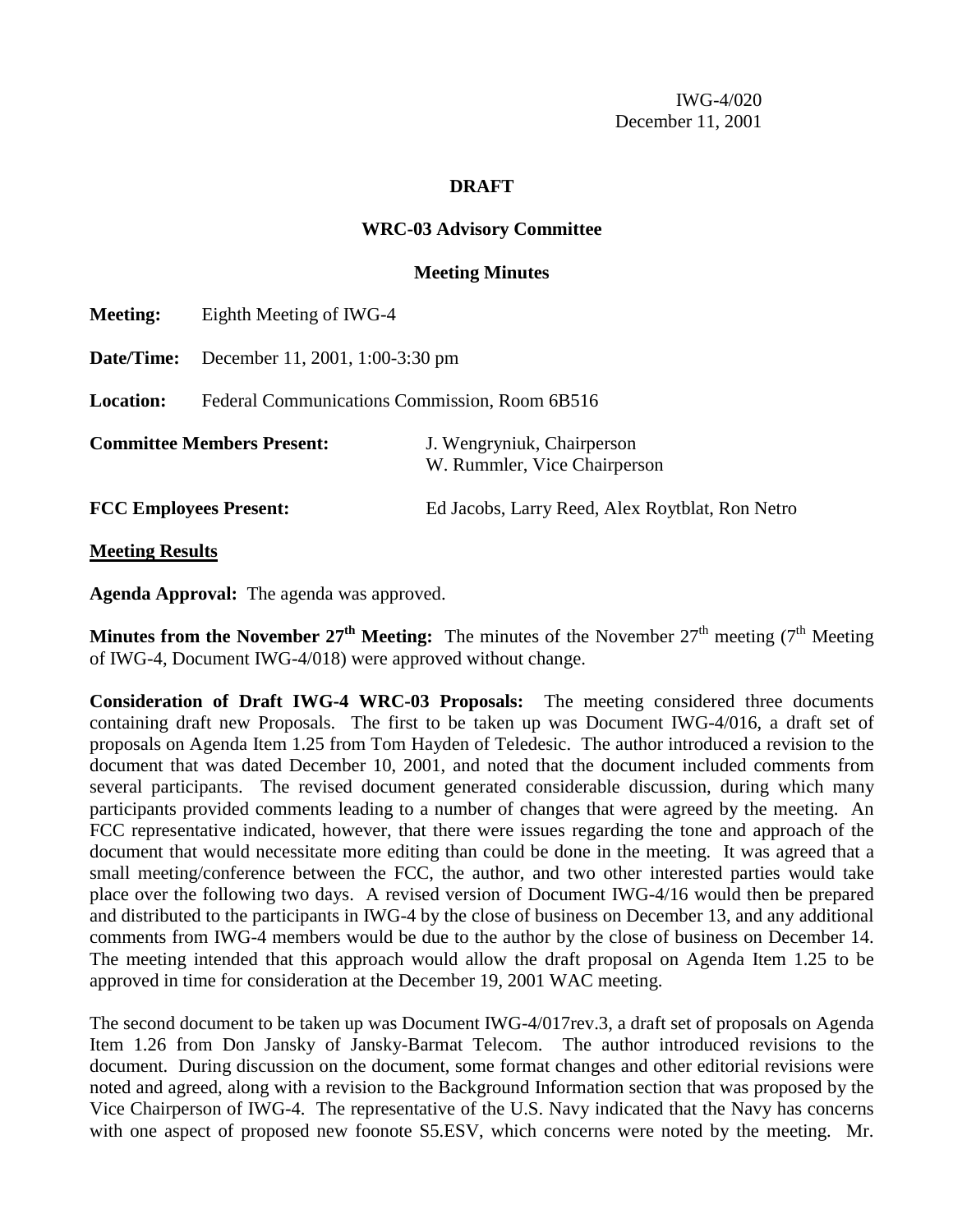IWG-4/020
December 11, 2001

**DRAFT**

**WRC-03 Advisory Committee**

**Meeting Minutes**

**Meeting:** Eighth Meeting of IWG-4

**Date/Time:** December 11, 2001, 1:00-3:30 pm

**Location:** Federal Communications Commission, Room 6B516

**Committee Members Present:** J. Wengryniuk, Chairperson
W. Rummler, Vice Chairperson

**FCC Employees Present:** Ed Jacobs, Larry Reed, Alex Roytblat, Ron Netro

**Meeting Results**

**Agenda Approval:** The agenda was approved.

**Minutes from the November 27th Meeting:** The minutes of the November 27th meeting (7th Meeting of IWG-4, Document IWG-4/018) were approved without change.

**Consideration of Draft IWG-4 WRC-03 Proposals:** The meeting considered three documents containing draft new Proposals. The first to be taken up was Document IWG-4/016, a draft set of proposals on Agenda Item 1.25 from Tom Hayden of Teledesic. The author introduced a revision to the document that was dated December 10, 2001, and noted that the document included comments from several participants. The revised document generated considerable discussion, during which many participants provided comments leading to a number of changes that were agreed by the meeting. An FCC representative indicated, however, that there were issues regarding the tone and approach of the document that would necessitate more editing than could be done in the meeting. It was agreed that a small meeting/conference between the FCC, the author, and two other interested parties would take place over the following two days. A revised version of Document IWG-4/16 would then be prepared and distributed to the participants in IWG-4 by the close of business on December 13, and any additional comments from IWG-4 members would be due to the author by the close of business on December 14. The meeting intended that this approach would allow the draft proposal on Agenda Item 1.25 to be approved in time for consideration at the December 19, 2001 WAC meeting.

The second document to be taken up was Document IWG-4/017rev.3, a draft set of proposals on Agenda Item 1.26 from Don Jansky of Jansky-Barmat Telecom. The author introduced revisions to the document. During discussion on the document, some format changes and other editorial revisions were noted and agreed, along with a revision to the Background Information section that was proposed by the Vice Chairperson of IWG-4. The representative of the U.S. Navy indicated that the Navy has concerns with one aspect of proposed new foonote S5.ESV, which concerns were noted by the meeting. Mr.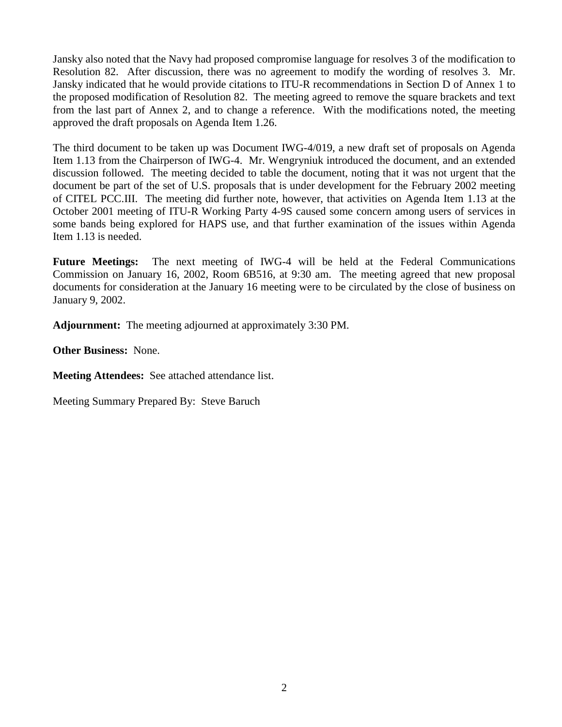Jansky also noted that the Navy had proposed compromise language for resolves 3 of the modification to Resolution 82. After discussion, there was no agreement to modify the wording of resolves 3. Mr. Jansky indicated that he would provide citations to ITU-R recommendations in Section D of Annex 1 to the proposed modification of Resolution 82. The meeting agreed to remove the square brackets and text from the last part of Annex 2, and to change a reference. With the modifications noted, the meeting approved the draft proposals on Agenda Item 1.26.

The third document to be taken up was Document IWG-4/019, a new draft set of proposals on Agenda Item 1.13 from the Chairperson of IWG-4. Mr. Wengryniuk introduced the document, and an extended discussion followed. The meeting decided to table the document, noting that it was not urgent that the document be part of the set of U.S. proposals that is under development for the February 2002 meeting of CITEL PCC.III. The meeting did further note, however, that activities on Agenda Item 1.13 at the October 2001 meeting of ITU-R Working Party 4-9S caused some concern among users of services in some bands being explored for HAPS use, and that further examination of the issues within Agenda Item 1.13 is needed.

**Future Meetings:** The next meeting of IWG-4 will be held at the Federal Communications Commission on January 16, 2002, Room 6B516, at 9:30 am. The meeting agreed that new proposal documents for consideration at the January 16 meeting were to be circulated by the close of business on January 9, 2002.

**Adjournment:** The meeting adjourned at approximately 3:30 PM.

**Other Business:** None.

**Meeting Attendees:** See attached attendance list.

Meeting Summary Prepared By: Steve Baruch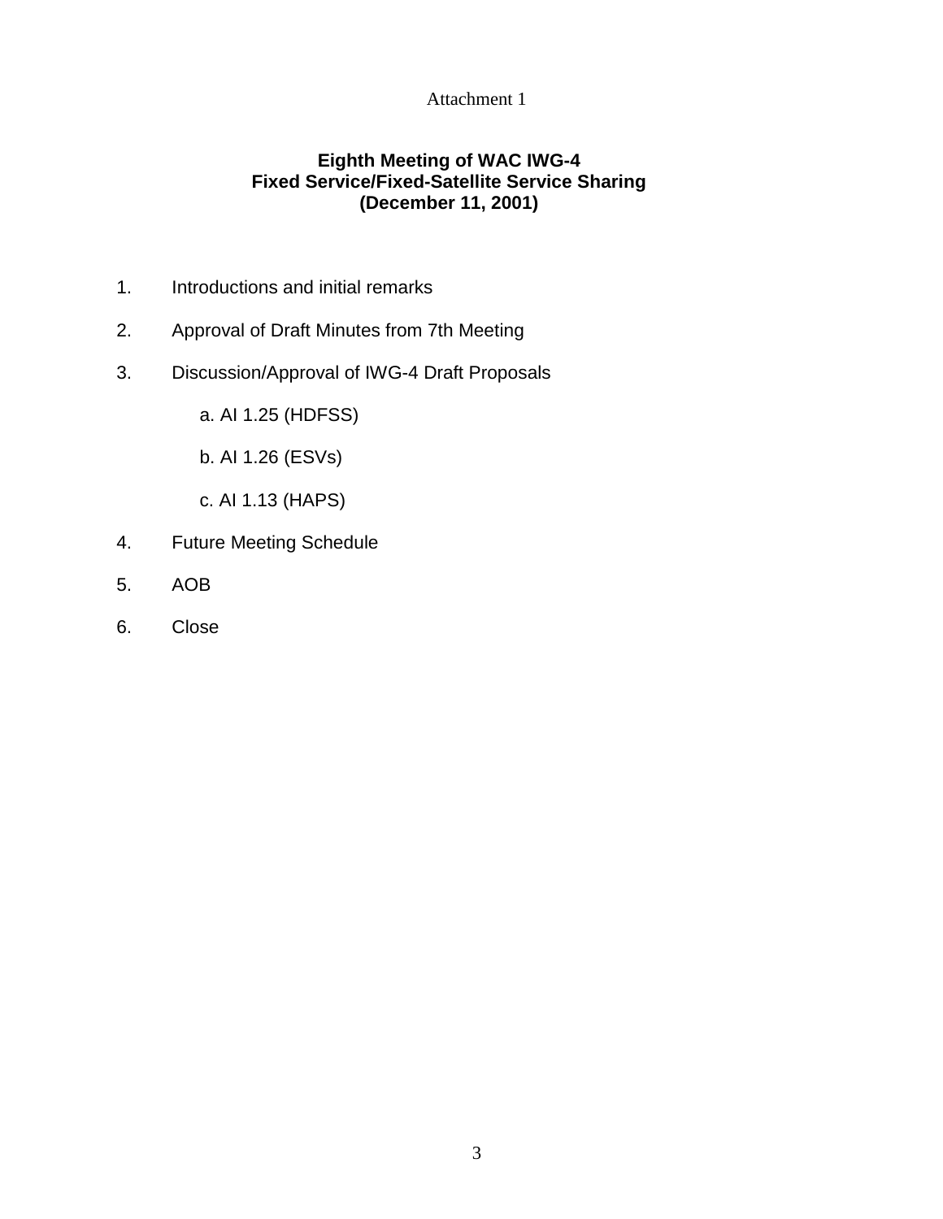Attachment 1

**Eighth Meeting of WAC IWG-4**
**Fixed Service/Fixed-Satellite Service Sharing**
**(December 11, 2001)**

1. Introductions and initial remarks
2. Approval of Draft Minutes from 7th Meeting
3. Discussion/Approval of IWG-4 Draft Proposals
    a. AI 1.25 (HDFSS)
    b. AI 1.26 (ESVs)
    c. AI 1.13 (HAPS)
4. Future Meeting Schedule
5. AOB
6. Close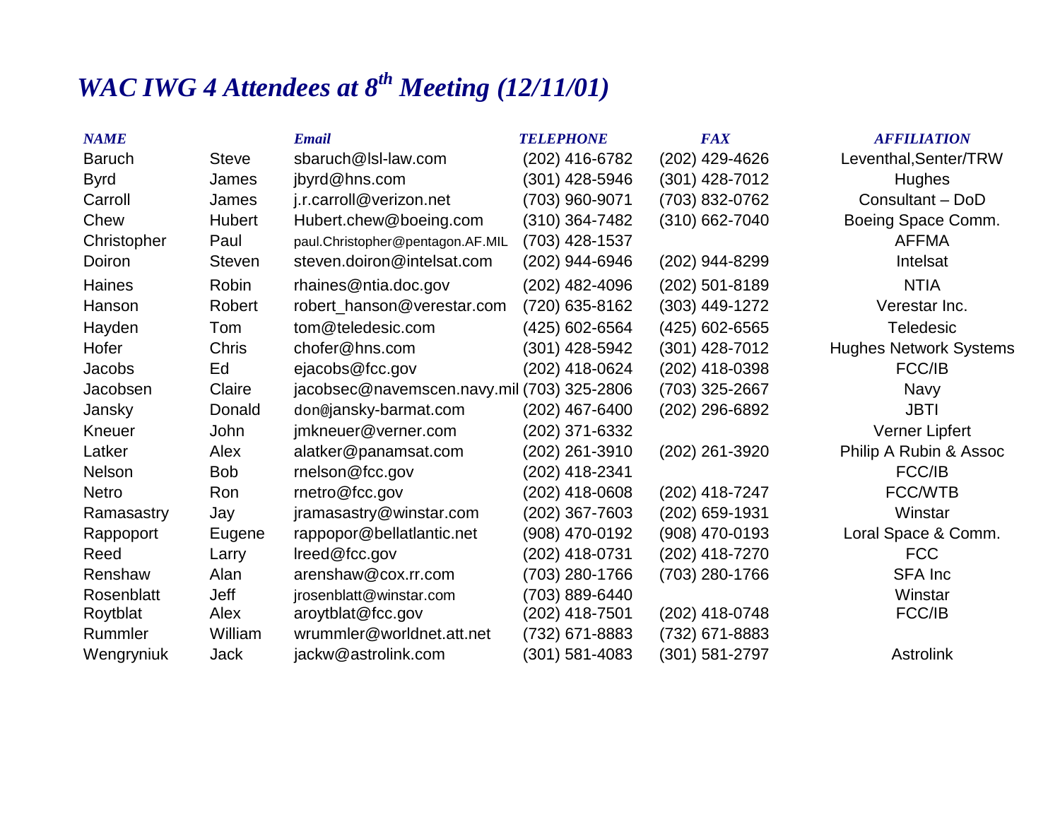# *WAC IWG 4 Attendees at 8th Meeting (12/11/01)*

| NAME | | Email | TELEPHONE | FAX | AFFILIATION |
|---|---|---|---|---|---|
| Baruch | Steve | sbaruch@lsl-law.com | (202) 416-6782 | (202) 429-4626 | Leventhal,Senter/TRW |
| Byrd | James | jbyrd@hns.com | (301) 428-5946 | (301) 428-7012 | Hughes |
| Carroll | James | j.r.carroll@verizon.net | (703) 960-9071 | (703) 832-0762 | Consultant – DoD |
| Chew | Hubert | Hubert.chew@boeing.com | (310) 364-7482 | (310) 662-7040 | Boeing Space Comm. |
| Christopher | Paul | paul.Christopher@pentagon.AF.MIL | (703) 428-1537 | | AFFMA |
| Doiron | Steven | steven.doiron@intelsat.com | (202) 944-6946 | (202) 944-8299 | Intelsat |
| Haines | Robin | rhaines@ntia.doc.gov | (202) 482-4096 | (202) 501-8189 | NTIA |
| Hanson | Robert | robert_hanson@verestar.com | (720) 635-8162 | (303) 449-1272 | Verestar Inc. |
| Hayden | Tom | tom@teledesic.com | (425) 602-6564 | (425) 602-6565 | Teledesic |
| Hofer | Chris | chofer@hns.com | (301) 428-5942 | (301) 428-7012 | Hughes Network Systems |
| Jacobs | Ed | ejacobs@fcc.gov | (202) 418-0624 | (202) 418-0398 | FCC/IB |
| Jacobsen | Claire | jacobsec@navemscen.navy.mil | (703) 325-2806 | (703) 325-2667 | Navy |
| Jansky | Donald | don@jansky-barmat.com | (202) 467-6400 | (202) 296-6892 | JBTI |
| Kneuer | John | jmkneuer@verner.com | (202) 371-6332 | | Verner Lipfert |
| Latker | Alex | alatker@panamsat.com | (202) 261-3910 | (202) 261-3920 | Philip A Rubin & Assoc |
| Nelson | Bob | rnelson@fcc.gov | (202) 418-2341 | | FCC/IB |
| Netro | Ron | rnetro@fcc.gov | (202) 418-0608 | (202) 418-7247 | FCC/WTB |
| Ramasastry | Jay | jramasastry@winstar.com | (202) 367-7603 | (202) 659-1931 | Winstar |
| Rappoport | Eugene | rappopor@bellatlantic.net | (908) 470-0192 | (908) 470-0193 | Loral Space & Comm. |
| Reed | Larry | lreed@fcc.gov | (202) 418-0731 | (202) 418-7270 | FCC |
| Renshaw | Alan | arenshaw@cox.rr.com | (703) 280-1766 | (703) 280-1766 | SFA Inc |
| Rosenblatt | Jeff | jrosenblatt@winstar.com | (703) 889-6440 | | Winstar |
| Roytblat | Alex | aroytblat@fcc.gov | (202) 418-7501 | (202) 418-0748 | FCC/IB |
| Rummler | William | wrummler@worldnet.att.net | (732) 671-8883 | (732) 671-8883 | |
| Wengryniuk | Jack | jackw@astrolink.com | (301) 581-4083 | (301) 581-2797 | Astrolink |